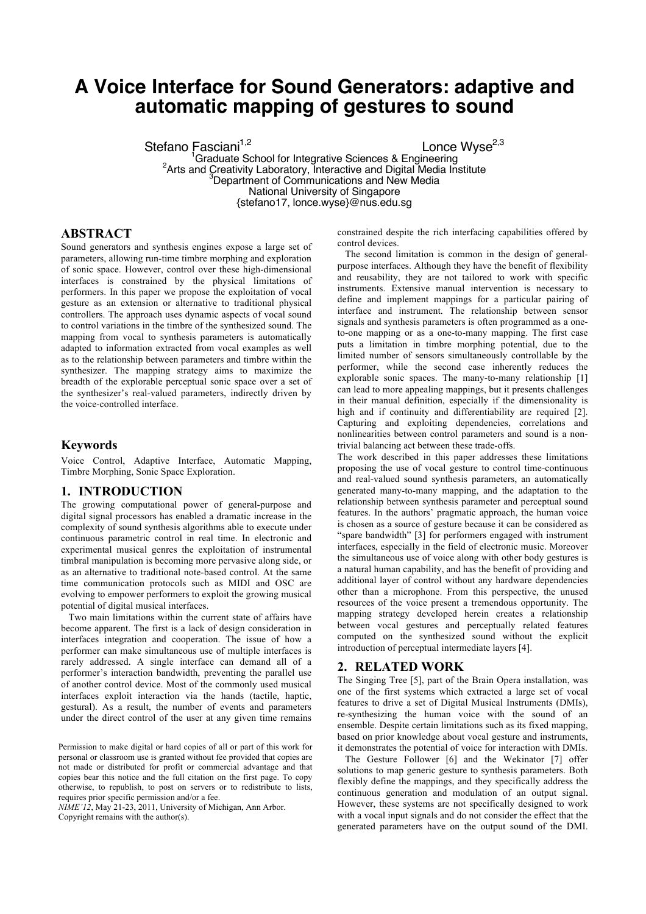# A Voice Interface for Sound Generators: adaptive and automatic mapping of gestures to sound

Stefano Fasciani[1,2] Lonce Wyse[2,3]

[1]Graduate School for Integrative Sciences & Engineering
[2]Arts and Creativity Laboratory, Interactive and Digital Media Institute
[3]Department of Communications and New Media
National University of Singapore
{stefano17, lonce.wyse}@nus.edu.sg

## ABSTRACT

Sound generators and synthesis engines expose a large set of parameters, allowing run-time timbre morphing and exploration of sonic space. However, control over these high-dimensional interfaces is constrained by the physical limitations of performers. In this paper we propose the exploitation of vocal gesture as an extension or alternative to traditional physical controllers. The approach uses dynamic aspects of vocal sound to control variations in the timbre of the synthesized sound. The mapping from vocal to synthesis parameters is automatically adapted to information extracted from vocal examples as well as to the relationship between parameters and timbre within the synthesizer. The mapping strategy aims to maximize the breadth of the explorable perceptual sonic space over a set of the synthesizer's real-valued parameters, indirectly driven by the voice-controlled interface.

## Keywords

Voice Control, Adaptive Interface, Automatic Mapping, Timbre Morphing, Sonic Space Exploration.

## 1. INTRODUCTION

The growing computational power of general-purpose and digital signal processors has enabled a dramatic increase in the complexity of sound synthesis algorithms able to execute under continuous parametric control in real time. In electronic and experimental musical genres the exploitation of instrumental timbral manipulation is becoming more pervasive along side, or as an alternative to traditional note-based control. At the same time communication protocols such as MIDI and OSC are evolving to empower performers to exploit the growing musical potential of digital musical interfaces.

Two main limitations within the current state of affairs have become apparent. The first is a lack of design consideration in interfaces integration and cooperation. The issue of how a performer can make simultaneous use of multiple interfaces is rarely addressed. A single interface can demand all of a performer's interaction bandwidth, preventing the parallel use of another control device. Most of the commonly used musical interfaces exploit interaction via the hands (tactile, haptic, gestural). As a result, the number of events and parameters under the direct control of the user at any given time remains constrained despite the rich interfacing capabilities offered by control devices.

The second limitation is common in the design of general-purpose interfaces. Although they have the benefit of flexibility and reusability, they are not tailored to work with specific instruments. Extensive manual intervention is necessary to define and implement mappings for a particular pairing of interface and instrument. The relationship between sensor signals and synthesis parameters is often programmed as a one-to-one mapping or as a one-to-many mapping. The first case puts a limitation in timbre morphing potential, due to the limited number of sensors simultaneously controllable by the performer, while the second case inherently reduces the explorable sonic spaces. The many-to-many relationship [1] can lead to more appealing mappings, but it presents challenges in their manual definition, especially if the dimensionality is high and if continuity and differentiability are required [2]. Capturing and exploiting dependencies, correlations and nonlinearities between control parameters and sound is a non-trivial balancing act between these trade-offs.

The work described in this paper addresses these limitations proposing the use of vocal gesture to control time-continuous and real-valued sound synthesis parameters, an automatically generated many-to-many mapping, and the adaptation to the relationship between synthesis parameter and perceptual sound features. In the authors' pragmatic approach, the human voice is chosen as a source of gesture because it can be considered as "spare bandwidth" [3] for performers engaged with instrument interfaces, especially in the field of electronic music. Moreover the simultaneous use of voice along with other body gestures is a natural human capability, and has the benefit of providing and additional layer of control without any hardware dependencies other than a microphone. From this perspective, the unused resources of the voice present a tremendous opportunity. The mapping strategy developed herein creates a relationship between vocal gestures and perceptually related features computed on the synthesized sound without the explicit introduction of perceptual intermediate layers [4].

## 2. RELATED WORK

The Singing Tree [5], part of the Brain Opera installation, was one of the first systems which extracted a large set of vocal features to drive a set of Digital Musical Instruments (DMIs), re-synthesizing the human voice with the sound of an ensemble. Despite certain limitations such as its fixed mapping, based on prior knowledge about vocal gesture and instruments, it demonstrates the potential of voice for interaction with DMIs.

The Gesture Follower [6] and the Wekinator [7] offer solutions to map generic gesture to synthesis parameters. Both flexibly define the mappings, and they specifically address the continuous generation and modulation of an output signal. However, these systems are not specifically designed to work with a vocal input signals and do not consider the effect that the generated parameters have on the output sound of the DMI.

Permission to make digital or hard copies of all or part of this work for personal or classroom use is granted without fee provided that copies are not made or distributed for profit or commercial advantage and that copies bear this notice and the full citation on the first page. To copy otherwise, to republish, to post on servers or to redistribute to lists, requires prior specific permission and/or a fee.
*NIME'12*, May 21-23, 2011, University of Michigan, Ann Arbor.
Copyright remains with the author(s).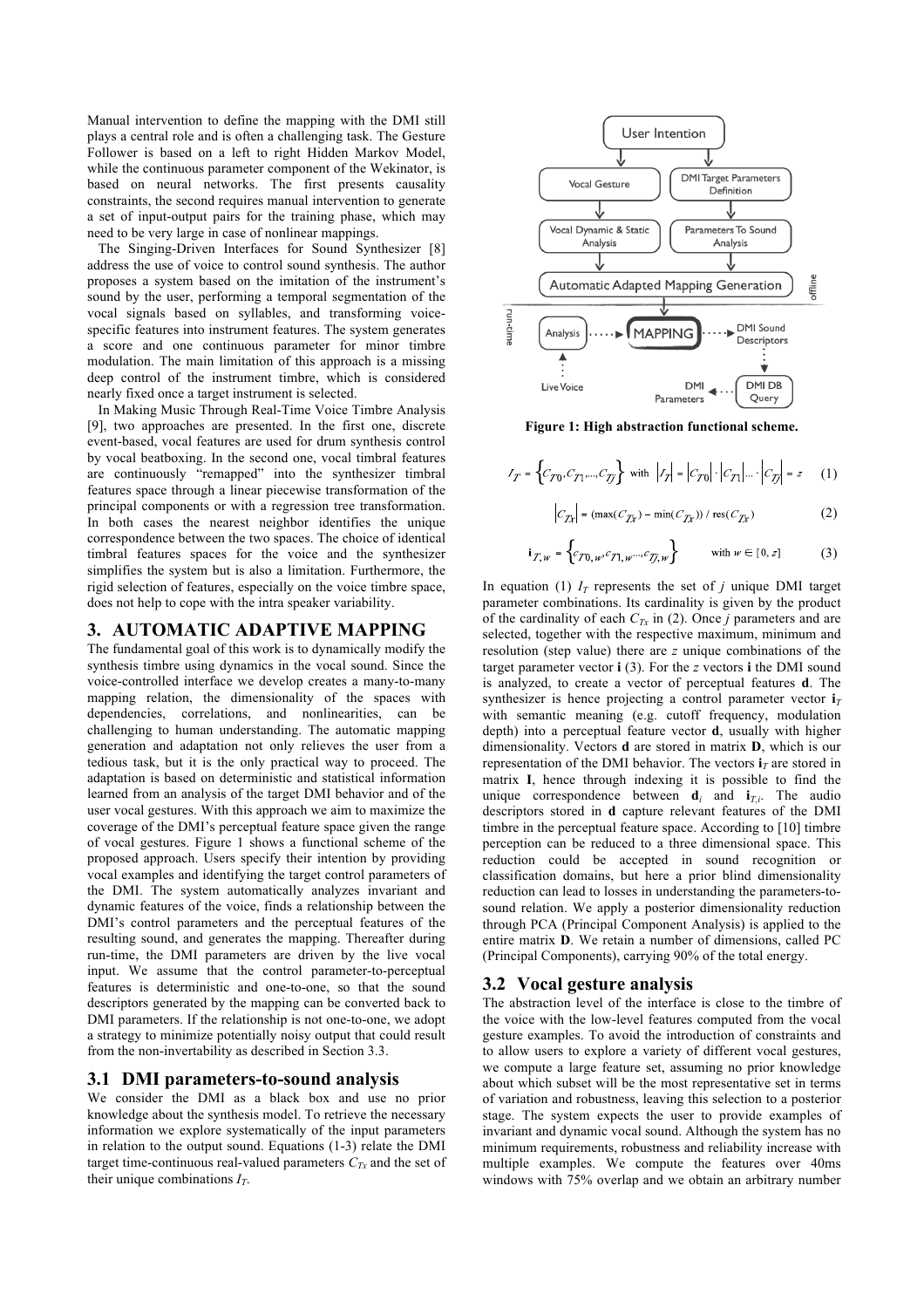Manual intervention to define the mapping with the DMI still plays a central role and is often a challenging task. The Gesture Follower is based on a left to right Hidden Markov Model, while the continuous parameter component of the Wekinator, is based on neural networks. The first presents causality constraints, the second requires manual intervention to generate a set of input-output pairs for the training phase, which may need to be very large in case of nonlinear mappings.

The Singing-Driven Interfaces for Sound Synthesizer [8] address the use of voice to control sound synthesis. The author proposes a system based on the imitation of the instrument's sound by the user, performing a temporal segmentation of the vocal signals based on syllables, and transforming voice-specific features into instrument features. The system generates a score and one continuous parameter for minor timbre modulation. The main limitation of this approach is a missing deep control of the instrument timbre, which is considered nearly fixed once a target instrument is selected.

In Making Music Through Real-Time Voice Timbre Analysis [9], two approaches are presented. In the first one, discrete event-based, vocal features are used for drum synthesis control by vocal beatboxing. In the second one, vocal timbral features are continuously "remapped" into the synthesizer timbral features space through a linear piecewise transformation of the principal components or with a regression tree transformation. In both cases the nearest neighbor identifies the unique correspondence between the two spaces. The choice of identical timbral features spaces for the voice and the synthesizer simplifies the system but is also a limitation. Furthermore, the rigid selection of features, especially on the voice timbre space, does not help to cope with the intra speaker variability.

## 3. AUTOMATIC ADAPTIVE MAPPING

The fundamental goal of this work is to dynamically modify the synthesis timbre using dynamics in the vocal sound. Since the voice-controlled interface we develop creates a many-to-many mapping relation, the dimensionality of the spaces with dependencies, correlations, and nonlinearities, can be challenging to human understanding. The automatic mapping generation and adaptation not only relieves the user from a tedious task, but it is the only practical way to proceed. The adaptation is based on deterministic and statistical information learned from an analysis of the target DMI behavior and of the user vocal gestures. With this approach we aim to maximize the coverage of the DMI's perceptual feature space given the range of vocal gestures. Figure 1 shows a functional scheme of the proposed approach. Users specify their intention by providing vocal examples and identifying the target control parameters of the DMI. The system automatically analyzes invariant and dynamic features of the voice, finds a relationship between the DMI's control parameters and the perceptual features of the resulting sound, and generates the mapping. Thereafter during run-time, the DMI parameters are driven by the live vocal input. We assume that the control parameter-to-perceptual features is deterministic and one-to-one, so that the sound descriptors generated by the mapping can be converted back to DMI parameters. If the relationship is not one-to-one, we adopt a strategy to minimize potentially noisy output that could result from the non-invertability as described in Section 3.3.

### 3.1 DMI parameters-to-sound analysis

We consider the DMI as a black box and use no prior knowledge about the synthesis model. To retrieve the necessary information we explore systematically of the input parameters in relation to the output sound. Equations (1-3) relate the DMI target time-continuous real-valued parameters $C_{Tx}$ and the set of their unique combinations $I_T$.

**Figure 1: High abstraction functional scheme.**

$$I_T = \left\{C_{T0}, C_{T1}, \ldots, C_{Tj}\right\} \text{ with } \left|I_T\right| = \left|C_{T0}\right| \cdot \left|C_{T1}\right| \ldots \cdot \left|C_{Tj}\right| = z \quad (1)$$

$$\left|C_{Tx}\right| = (\max(C_{Tx}) - \min(C_{Tx})) / \operatorname{res}(C_{Tx}) \quad (2)$$

$$\mathbf{i}_{T,w} = \left\{c_{T0,w}, c_{T1,w}, \ldots, c_{Tj,w}\right\} \quad \text{with } w \in [0, z] \quad (3)$$

In equation (1) $I_T$ represents the set of $j$ unique DMI target parameter combinations. Its cardinality is given by the product of the cardinality of each $C_{Tx}$ in (2). Once $j$ parameters and are selected, together with the respective maximum, minimum and resolution (step value) there are $z$ unique combinations of the target parameter vector $\mathbf{i}$ (3). For the $z$ vectors $\mathbf{i}$ the DMI sound is analyzed, to create a vector of perceptual features $\mathbf{d}$. The synthesizer is hence projecting a control parameter vector $\mathbf{i}_T$ with semantic meaning (e.g. cutoff frequency, modulation depth) into a perceptual feature vector $\mathbf{d}$, usually with higher dimensionality. Vectors $\mathbf{d}$ are stored in matrix $\mathbf{D}$, which is our representation of the DMI behavior. The vectors $\mathbf{i}_T$ are stored in matrix $\mathbf{I}$, hence through indexing it is possible to find the unique correspondence between $\mathbf{d}_i$ and $\mathbf{i}_{T,i}$. The audio descriptors stored in $\mathbf{d}$ capture relevant features of the DMI timbre in the perceptual feature space. According to [10] timbre perception can be reduced to a three dimensional space. This reduction could be accepted in sound recognition or classification domains, but here a prior blind dimensionality reduction can lead to losses in understanding the parameters-to-sound relation. We apply a posterior dimensionality reduction through PCA (Principal Component Analysis) is applied to the entire matrix $\mathbf{D}$. We retain a number of dimensions, called PC (Principal Components), carrying 90% of the total energy.

### 3.2 Vocal gesture analysis

The abstraction level of the interface is close to the timbre of the voice with the low-level features computed from the vocal gesture examples. To avoid the introduction of constraints and to allow users to explore a variety of different vocal gestures, we compute a large feature set, assuming no prior knowledge about which subset will be the most representative set in terms of variation and robustness, leaving this selection to a posterior stage. The system expects the user to provide examples of invariant and dynamic vocal sound. Although the system has no minimum requirements, robustness and reliability increase with multiple examples. We compute the features over 40ms windows with 75% overlap and we obtain an arbitrary number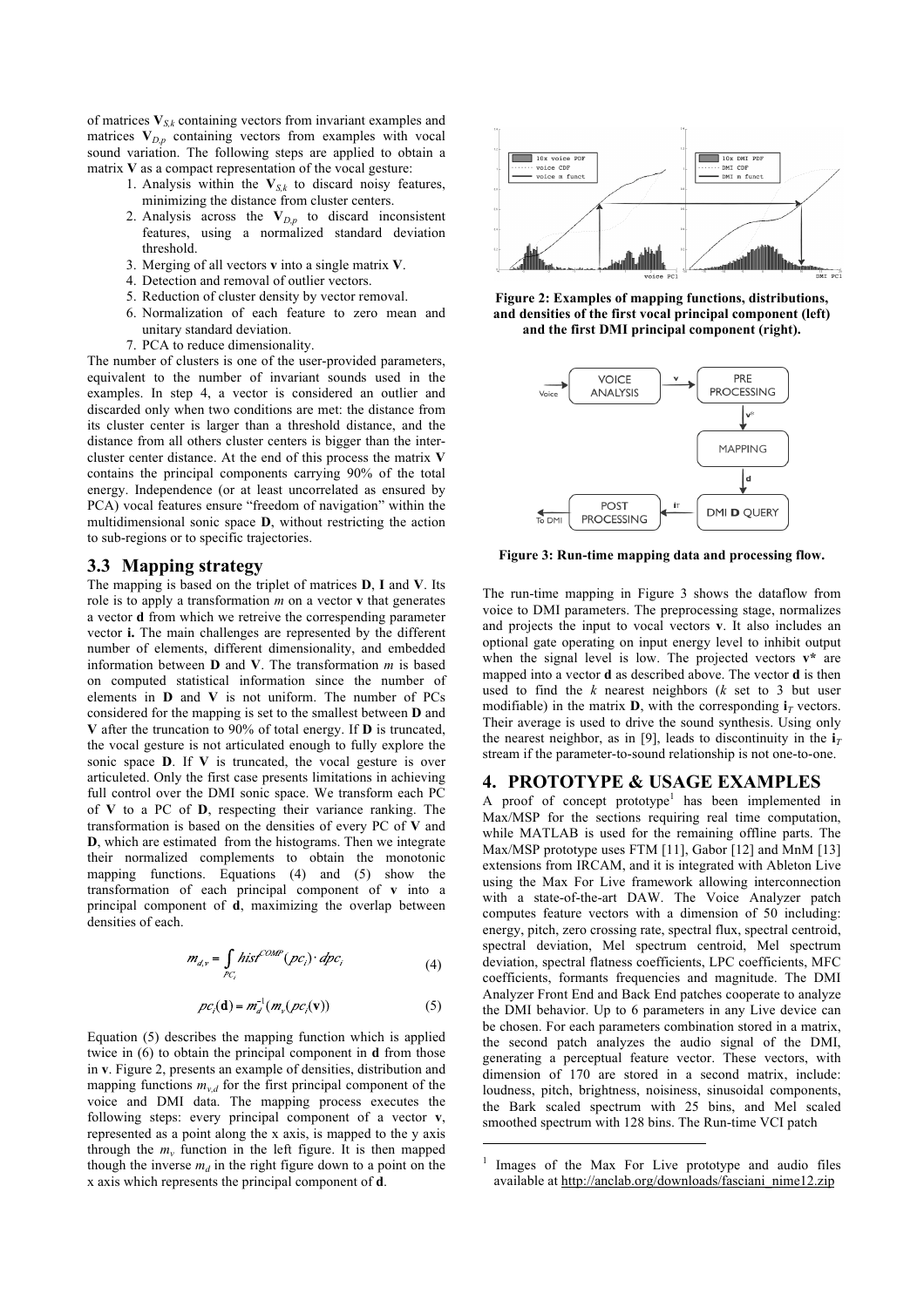of matrices $\mathbf{V}_{S,k}$ containing vectors from invariant examples and matrices $\mathbf{V}_{D,p}$ containing vectors from examples with vocal sound variation. The following steps are applied to obtain a matrix $\mathbf{V}$ as a compact representation of the vocal gesture:

1. Analysis within the $\mathbf{V}_{S,k}$ to discard noisy features, minimizing the distance from cluster centers.
2. Analysis across the $\mathbf{V}_{D,p}$ to discard inconsistent features, using a normalized standard deviation threshold.
3. Merging of all vectors $\mathbf{v}$ into a single matrix $\mathbf{V}$.
4. Detection and removal of outlier vectors.
5. Reduction of cluster density by vector removal.
6. Normalization of each feature to zero mean and unitary standard deviation.
7. PCA to reduce dimensionality.

The number of clusters is one of the user-provided parameters, equivalent to the number of invariant sounds used in the examples. In step 4, a vector is considered an outlier and discarded only when two conditions are met: the distance from its cluster center is larger than a threshold distance, and the distance from all others cluster centers is bigger than the inter-cluster center distance. At the end of this process the matrix $\mathbf{V}$ contains the principal components carrying 90% of the total energy. Independence (or at least uncorrelated as ensured by PCA) vocal features ensure "freedom of navigation" within the multidimensional sonic space $\mathbf{D}$, without restricting the action to sub-regions or to specific trajectories.

## 3.3 Mapping strategy

The mapping is based on the triplet of matrices $\mathbf{D}$, $\mathbf{I}$ and $\mathbf{V}$. Its role is to apply a transformation $m$ on a vector $\mathbf{v}$ that generates a vector $\mathbf{d}$ from which we retreive the correspending parameter vector $\mathbf{i}$. The main challenges are represented by the different number of elements, different dimensionality, and embedded information between $\mathbf{D}$ and $\mathbf{V}$. The transformation $m$ is based on computed statistical information since the number of elements in $\mathbf{D}$ and $\mathbf{V}$ is not uniform. The number of PCs considered for the mapping is set to the smallest between $\mathbf{D}$ and $\mathbf{V}$ after the truncation to 90% of total energy. If $\mathbf{D}$ is truncated, the vocal gesture is not articulated enough to fully explore the sonic space $\mathbf{D}$. If $\mathbf{V}$ is truncated, the vocal gesture is over articuleted. Only the first case presents limitations in achieving full control over the DMI sonic space. We transform each PC of $\mathbf{V}$ to a PC of $\mathbf{D}$, respecting their variance ranking. The transformation is based on the densities of every PC of $\mathbf{V}$ and $\mathbf{D}$, which are estimated from the histograms. Then we integrate their normalized complements to obtain the monotonic mapping functions. Equations (4) and (5) show the transformation of each principal component of $\mathbf{v}$ into a principal component of $\mathbf{d}$, maximizing the overlap between densities of each.

$$m_{d,v} = \int_{PC_i} hist^{COMP}(pc_i) \cdot dpc_i \tag{4}$$

$$pc_i(\mathbf{d}) = m_d^{-1}(m_v(pc_i(\mathbf{v}))) \tag{5}$$

Equation (5) describes the mapping function which is applied twice in (6) to obtain the principal component in $\mathbf{d}$ from those in $\mathbf{v}$. Figure 2, presents an example of densities, distribution and mapping functions $m_{v,d}$ for the first principal component of the voice and DMI data. The mapping process executes the following steps: every principal component of a vector $\mathbf{v}$, represented as a point along the x axis, is mapped to the y axis through the $m_v$ function in the left figure. It is then mapped though the inverse $m_d$ in the right figure down to a point on the x axis which represents the principal component of $\mathbf{d}$.

**Figure 2: Examples of mapping functions, distributions, and densities of the first vocal principal component (left) and the first DMI principal component (right).**

**Figure 3: Run-time mapping data and processing flow.**

The run-time mapping in Figure 3 shows the dataflow from voice to DMI parameters. The preprocessing stage, normalizes and projects the input to vocal vectors $\mathbf{v}$. It also includes an optional gate operating on input energy level to inhibit output when the signal level is low. The projected vectors $\mathbf{v^*}$ are mapped into a vector $\mathbf{d}$ as described above. The vector $\mathbf{d}$ is then used to find the $k$ nearest neighbors ($k$ set to 3 but user modifiable) in the matrix $\mathbf{D}$, with the corresponding $\mathbf{i}_T$ vectors. Their average is used to drive the sound synthesis. Using only the nearest neighbor, as in [9], leads to discontinuity in the $\mathbf{i}_T$ stream if the parameter-to-sound relationship is not one-to-one.

# 4. PROTOTYPE & USAGE EXAMPLES

A proof of concept prototype[1] has been implemented in Max/MSP for the sections requiring real time computation, while MATLAB is used for the remaining offline parts. The Max/MSP prototype uses FTM [11], Gabor [12] and MnM [13] extensions from IRCAM, and it is integrated with Ableton Live using the Max For Live framework allowing interconnection with a state-of-the-art DAW. The Voice Analyzer patch computes feature vectors with a dimension of 50 including: energy, pitch, zero crossing rate, spectral flux, spectral centroid, spectral deviation, Mel spectrum centroid, Mel spectrum deviation, spectral flatness coefficients, LPC coefficients, MFC coefficients, formants frequencies and magnitude. The DMI Analyzer Front End and Back End patches cooperate to analyze the DMI behavior. Up to 6 parameters in any Live device can be chosen. For each parameters combination stored in a matrix, the second patch analyzes the audio signal of the DMI, generating a perceptual feature vector. These vectors, with dimension of 170 are stored in a second matrix, include: loudness, pitch, brightness, noisiness, sinusoidal components, the Bark scaled spectrum with 25 bins, and Mel scaled smoothed spectrum with 128 bins. The Run-time VCI patch

[1] Images of the Max For Live prototype and audio files available at http://anclab.org/downloads/fasciani_nime12.zip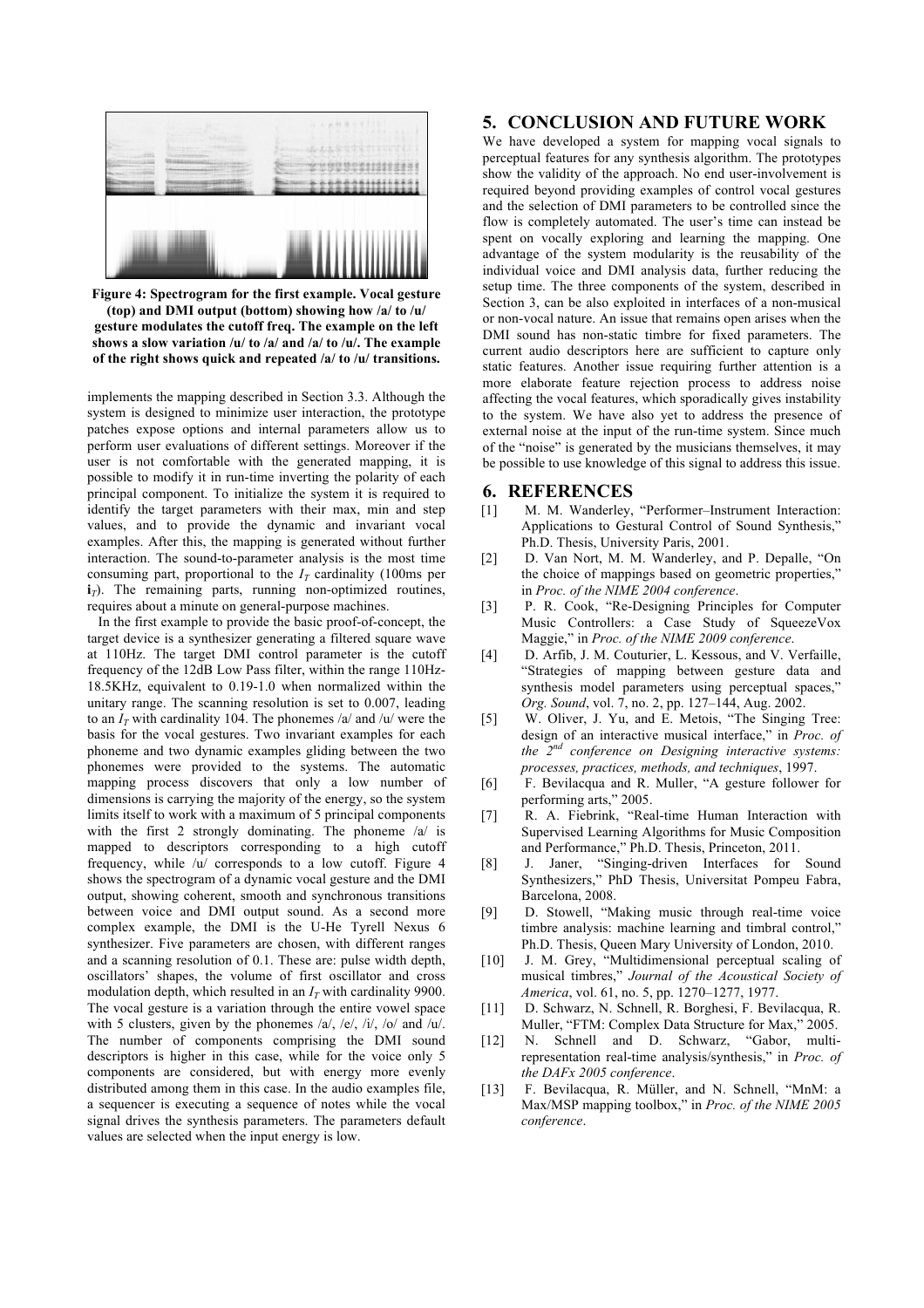**Figure 4: Spectrogram for the first example. Vocal gesture (top) and DMI output (bottom) showing how /a/ to /u/ gesture modulates the cutoff freq. The example on the left shows a slow variation /u/ to /a/ and /a/ to /u/. The example of the right shows quick and repeated /a/ to /u/ transitions.**

implements the mapping described in Section 3.3. Although the system is designed to minimize user interaction, the prototype patches expose options and internal parameters allow us to perform user evaluations of different settings. Moreover if the user is not comfortable with the generated mapping, it is possible to modify it in run-time inverting the polarity of each principal component. To initialize the system it is required to identify the target parameters with their max, min and step values, and to provide the dynamic and invariant vocal examples. After this, the mapping is generated without further interaction. The sound-to-parameter analysis is the most time consuming part, proportional to the $I_T$ cardinality (100ms per $\mathbf{i}_T$). The remaining parts, running non-optimized routines, requires about a minute on general-purpose machines.

In the first example to provide the basic proof-of-concept, the target device is a synthesizer generating a filtered square wave at 110Hz. The target DMI control parameter is the cutoff frequency of the 12dB Low Pass filter, within the range 110Hz-18.5KHz, equivalent to 0.19-1.0 when normalized within the unitary range. The scanning resolution is set to 0.007, leading to an $I_T$ with cardinality 104. The phonemes /a/ and /u/ were the basis for the vocal gestures. Two invariant examples for each phoneme and two dynamic examples gliding between the two phonemes were provided to the systems. The automatic mapping process discovers that only a low number of dimensions is carrying the majority of the energy, so the system limits itself to work with a maximum of 5 principal components with the first 2 strongly dominating. The phoneme /a/ is mapped to descriptors corresponding to a high cutoff frequency, while /u/ corresponds to a low cutoff. Figure 4 shows the spectrogram of a dynamic vocal gesture and the DMI output, showing coherent, smooth and synchronous transitions between voice and DMI output sound. As a second more complex example, the DMI is the U-He Tyrell Nexus 6 synthesizer. Five parameters are chosen, with different ranges and a scanning resolution of 0.1. These are: pulse width depth, oscillators' shapes, the volume of first oscillator and cross modulation depth, which resulted in an $I_T$ with cardinality 9900. The vocal gesture is a variation through the entire vowel space with 5 clusters, given by the phonemes /a/, /e/, /i/, /o/ and /u/. The number of components comprising the DMI sound descriptors is higher in this case, while for the voice only 5 components are considered, but with energy more evenly distributed among them in this case. In the audio examples file, a sequencer is executing a sequence of notes while the vocal signal drives the synthesis parameters. The parameters default values are selected when the input energy is low.

## 5. CONCLUSION AND FUTURE WORK

We have developed a system for mapping vocal signals to perceptual features for any synthesis algorithm. The prototypes show the validity of the approach. No end user-involvement is required beyond providing examples of control vocal gestures and the selection of DMI parameters to be controlled since the flow is completely automated. The user's time can instead be spent on vocally exploring and learning the mapping. One advantage of the system modularity is the reusability of the individual voice and DMI analysis data, further reducing the setup time. The three components of the system, described in Section 3, can be also exploited in interfaces of a non-musical or non-vocal nature. An issue that remains open arises when the DMI sound has non-static timbre for fixed parameters. The current audio descriptors here are sufficient to capture only static features. Another issue requiring further attention is a more elaborate feature rejection process to address noise affecting the vocal features, which sporadically gives instability to the system. We have also yet to address the presence of external noise at the input of the run-time system. Since much of the "noise" is generated by the musicians themselves, it may be possible to use knowledge of this signal to address this issue.

## 6. REFERENCES

[1] M. M. Wanderley, "Performer–Instrument Interaction: Applications to Gestural Control of Sound Synthesis," Ph.D. Thesis, University Paris, 2001.

[2] D. Van Nort, M. M. Wanderley, and P. Depalle, "On the choice of mappings based on geometric properties," in *Proc. of the NIME 2004 conference*.

[3] P. R. Cook, "Re-Designing Principles for Computer Music Controllers: a Case Study of SqueezeVox Maggie," in *Proc. of the NIME 2009 conference*.

[4] D. Arfib, J. M. Couturier, L. Kessous, and V. Verfaille, "Strategies of mapping between gesture data and synthesis model parameters using perceptual spaces," *Org. Sound*, vol. 7, no. 2, pp. 127–144, Aug. 2002.

[5] W. Oliver, J. Yu, and E. Metois, "The Singing Tree: design of an interactive musical interface," in *Proc. of the 2nd conference on Designing interactive systems: processes, practices, methods, and techniques*, 1997.

[6] F. Bevilacqua and R. Muller, "A gesture follower for performing arts," 2005.

[7] R. A. Fiebrink, "Real-time Human Interaction with Supervised Learning Algorithms for Music Composition and Performance," Ph.D. Thesis, Princeton, 2011.

[8] J. Janer, "Singing-driven Interfaces for Sound Synthesizers," PhD Thesis, Universitat Pompeu Fabra, Barcelona, 2008.

[9] D. Stowell, "Making music through real-time voice timbre analysis: machine learning and timbral control," Ph.D. Thesis, Queen Mary University of London, 2010.

[10] J. M. Grey, "Multidimensional perceptual scaling of musical timbres," *Journal of the Acoustical Society of America*, vol. 61, no. 5, pp. 1270–1277, 1977.

[11] D. Schwarz, N. Schnell, R. Borghesi, F. Bevilacqua, R. Muller, "FTM: Complex Data Structure for Max," 2005.

[12] N. Schnell and D. Schwarz, "Gabor, multi-representation real-time analysis/synthesis," in *Proc. of the DAFx 2005 conference*.

[13] F. Bevilacqua, R. Müller, and N. Schnell, "MnM: a Max/MSP mapping toolbox," in *Proc. of the NIME 2005 conference*.